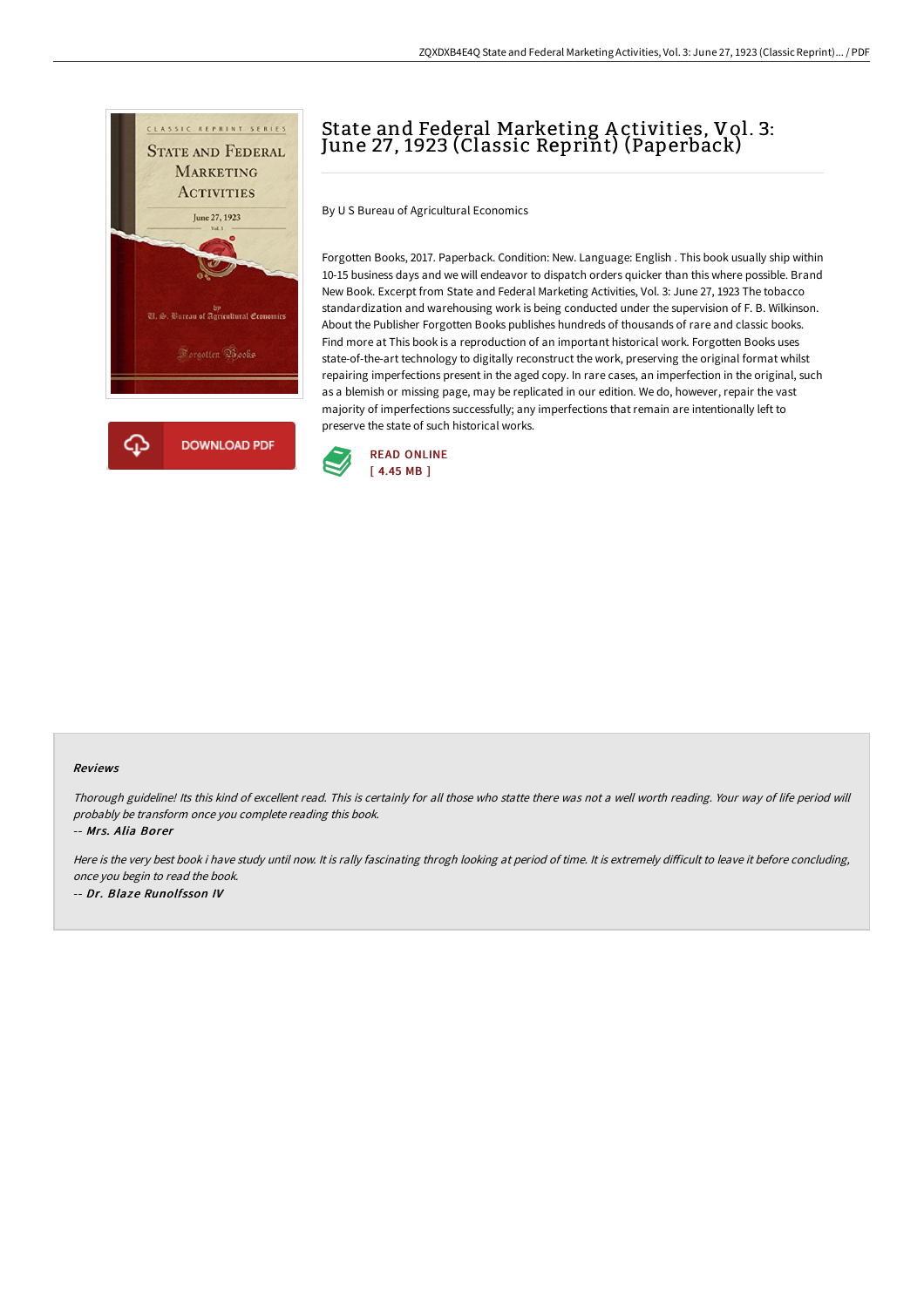# State and Federal Marketing Activities, Vol. 3: June 27, 1923 (Classic Reprint) (Paperback)

By U S Bureau of Agricultural Economics

Forgotten Books, 2017. Paperback. Condition: New. Language: English . This book usually ship within 10-15 business days and we will endeavor to dispatch orders quicker than this where possible. Brand New Book. Excerpt from State and Federal Marketing Activities, Vol. 3: June 27, 1923 The tobacco standardization and warehousing work is being conducted under the supervision of F. B. Wilkinson. About the Publisher Forgotten Books publishes hundreds of thousands of rare and classic books. Find more at This book is a reproduction of an important historical work. Forgotten Books uses state-of-the-art technology to digitally reconstruct the work, preserving the original format whilst repairing imperfections present in the aged copy. In rare cases, an imperfection in the original, such as a blemish or missing page, may be replicated in our edition. We do, however, repair the vast majority of imperfections successfully; any imperfections that remain are intentionally left to preserve the state of such historical works.

DOWNLOAD PDF

READ ONLINE
[ 4.45 MB ]

## Reviews

*Thorough guideline! Its this kind of excellent read. This is certainly for all those who statte there was not a well worth reading. Your way of life period will probably be transform once you complete reading this book.*

*-- Mrs. Alia Borer*

*Here is the very best book i have study until now. It is rally fascinating throgh looking at period of time. It is extremely difficult to leave it before concluding, once you begin to read the book.*

*-- Dr. Blaze Runolfsson IV*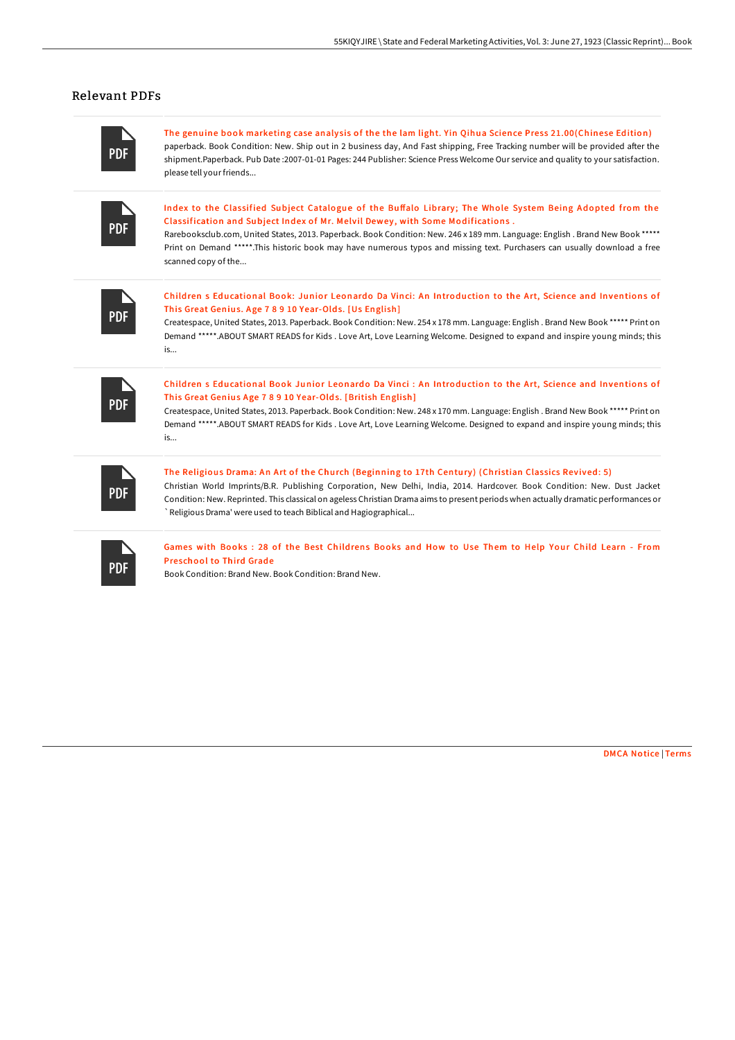## Relevant PDFs

**The genuine book marketing case analysis of the the lam light. Yin Qihua Science Press 21.00(Chinese Edition)**

paperback. Book Condition: New. Ship out in 2 business day, And Fast shipping, Free Tracking number will be provided after the shipment.Paperback. Pub Date :2007-01-01 Pages: 244 Publisher: Science Press Welcome Our service and quality to your satisfaction. please tell your friends...

**Index to the Classified Subject Catalogue of the Buffalo Library; The Whole System Being Adopted from the Classification and Subject Index of Mr. Melvil Dewey, with Some Modifications .**

Rarebooksclub.com, United States, 2013. Paperback. Book Condition: New. 246 x 189 mm. Language: English . Brand New Book ***** Print on Demand *****.This historic book may have numerous typos and missing text. Purchasers can usually download a free scanned copy of the...

**Children s Educational Book: Junior Leonardo Da Vinci: An Introduction to the Art, Science and Inventions of This Great Genius. Age 7 8 9 10 Year-Olds. [Us English]**

Createspace, United States, 2013. Paperback. Book Condition: New. 254 x 178 mm. Language: English . Brand New Book ***** Print on Demand *****.ABOUT SMART READS for Kids . Love Art, Love Learning Welcome. Designed to expand and inspire young minds; this is...

**Children s Educational Book Junior Leonardo Da Vinci : An Introduction to the Art, Science and Inventions of This Great Genius Age 7 8 9 10 Year-Olds. [British English]**

Createspace, United States, 2013. Paperback. Book Condition: New. 248 x 170 mm. Language: English . Brand New Book ***** Print on Demand *****.ABOUT SMART READS for Kids . Love Art, Love Learning Welcome. Designed to expand and inspire young minds; this is...

**The Religious Drama: An Art of the Church (Beginning to 17th Century) (Christian Classics Revived: 5)**

Christian World Imprints/B.R. Publishing Corporation, New Delhi, India, 2014. Hardcover. Book Condition: New. Dust Jacket Condition: New. Reprinted. This classical on ageless Christian Drama aims to present periods when actually dramatic performances or `Religious Drama' were used to teach Biblical and Hagiographical...

**Games with Books : 28 of the Best Childrens Books and How to Use Them to Help Your Child Learn - From Preschool to Third Grade**

Book Condition: Brand New. Book Condition: Brand New.

DMCA Notice | Terms